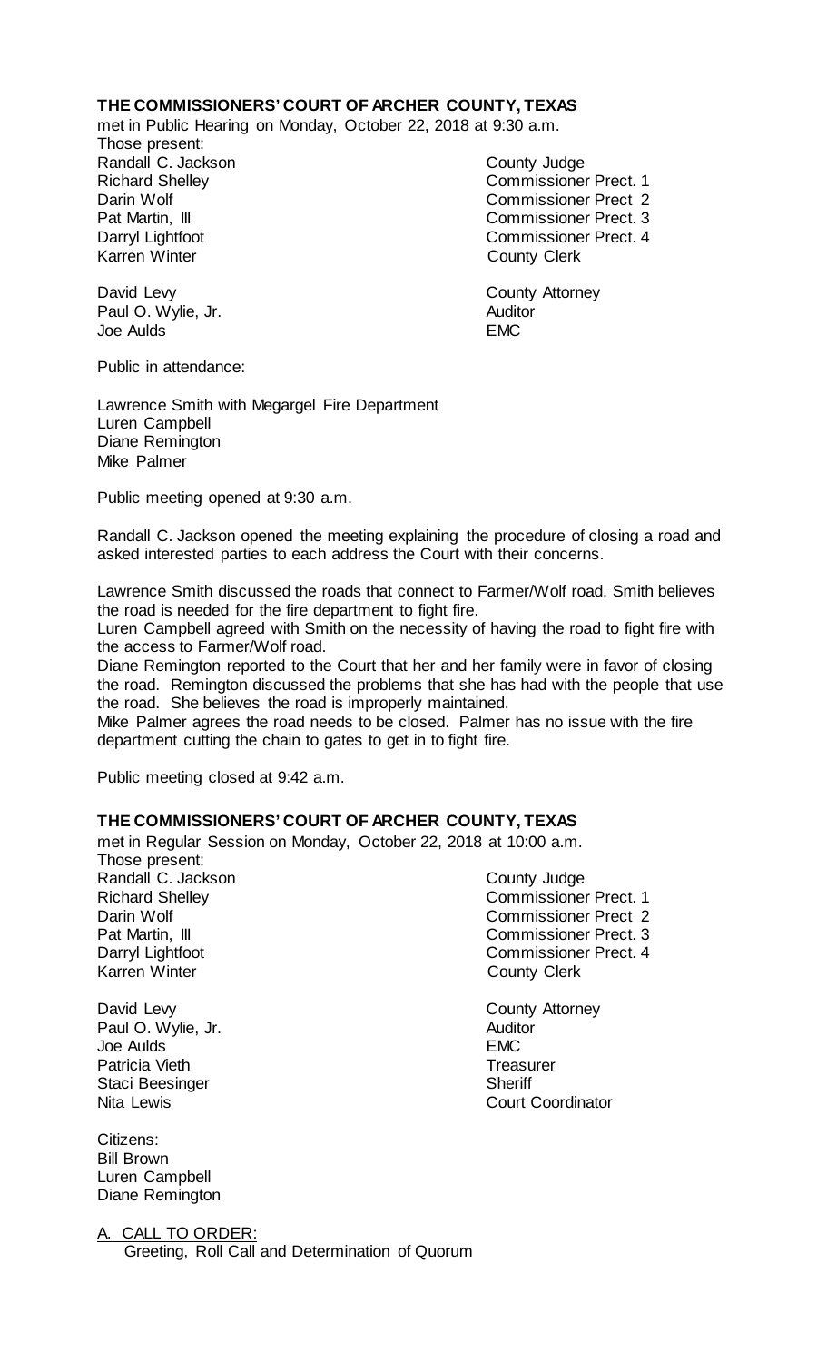**THE COMMISSIONERS' COURT OF ARCHER COUNTY, TEXAS**

met in Public Hearing on Monday, October 22, 2018 at 9:30 a.m.

Those present:

| | |
|---|---|
| Randall C. Jackson | County Judge |
| Richard Shelley | Commissioner Prect. 1 |
| Darin Wolf | Commissioner Prect 2 |
| Pat Martin, III | Commissioner Prect. 3 |
| Darryl Lightfoot | Commissioner Prect. 4 |
| Karren Winter | County Clerk |
| | |
| David Levy | County Attorney |
| Paul O. Wylie, Jr. | Auditor |
| Joe Aulds | EMC |

Public in attendance:

Lawrence Smith with Megargel Fire Department
Luren Campbell
Diane Remington
Mike Palmer

Public meeting opened at 9:30 a.m.

Randall C. Jackson opened the meeting explaining the procedure of closing a road and asked interested parties to each address the Court with their concerns.

Lawrence Smith discussed the roads that connect to Farmer/Wolf road. Smith believes the road is needed for the fire department to fight fire.

Luren Campbell agreed with Smith on the necessity of having the road to fight fire with the access to Farmer/Wolf road.

Diane Remington reported to the Court that her and her family were in favor of closing the road. Remington discussed the problems that she has had with the people that use the road. She believes the road is improperly maintained.

Mike Palmer agrees the road needs to be closed. Palmer has no issue with the fire department cutting the chain to gates to get in to fight fire.

Public meeting closed at 9:42 a.m.

**THE COMMISSIONERS' COURT OF ARCHER COUNTY, TEXAS**

met in Regular Session on Monday, October 22, 2018 at 10:00 a.m.

Those present:

| | |
|---|---|
| Randall C. Jackson | County Judge |
| Richard Shelley | Commissioner Prect. 1 |
| Darin Wolf | Commissioner Prect 2 |
| Pat Martin, III | Commissioner Prect. 3 |
| Darryl Lightfoot | Commissioner Prect. 4 |
| Karren Winter | County Clerk |
| | |
| David Levy | County Attorney |
| Paul O. Wylie, Jr. | Auditor |
| Joe Aulds | EMC |
| Patricia Vieth | Treasurer |
| Staci Beesinger | Sheriff |
| Nita Lewis | Court Coordinator |

Citizens:
Bill Brown
Luren Campbell
Diane Remington

A. CALL TO ORDER:
Greeting, Roll Call and Determination of Quorum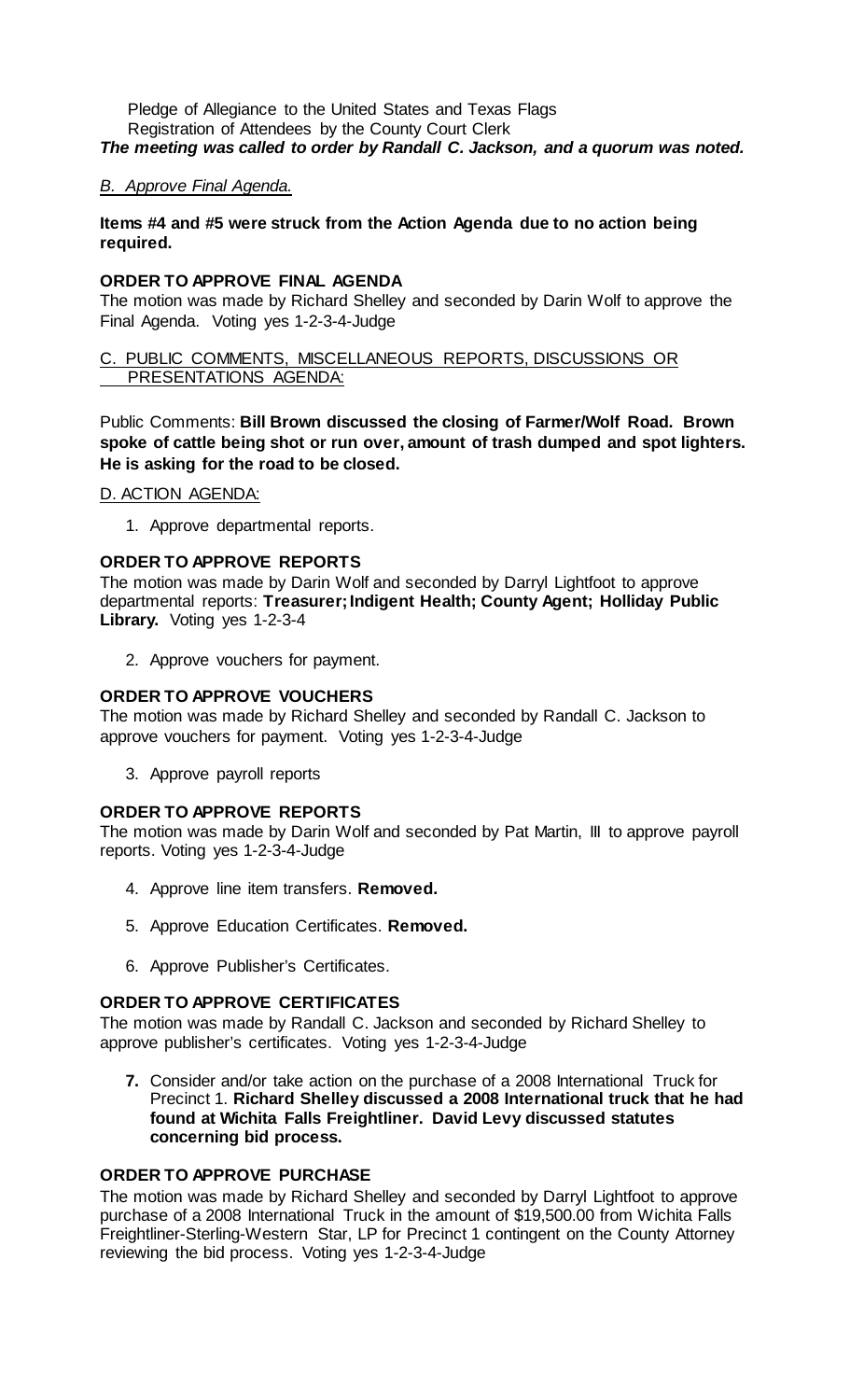Pledge of Allegiance to the United States and Texas Flags
Registration of Attendees by the County Court Clerk

***The meeting was called to order by Randall C. Jackson, and a quorum was noted.***

*B. Approve Final Agenda.*

**Items #4 and #5 were struck from the Action Agenda due to no action being required.**

**ORDER TO APPROVE FINAL AGENDA**

The motion was made by Richard Shelley and seconded by Darin Wolf to approve the Final Agenda. Voting yes 1-2-3-4-Judge

C. PUBLIC COMMENTS, MISCELLANEOUS REPORTS, DISCUSSIONS OR PRESENTATIONS AGENDA:

Public Comments: **Bill Brown discussed the closing of Farmer/Wolf Road. Brown spoke of cattle being shot or run over, amount of trash dumped and spot lighters. He is asking for the road to be closed.**

D. ACTION AGENDA:

1. Approve departmental reports.

**ORDER TO APPROVE REPORTS**

The motion was made by Darin Wolf and seconded by Darryl Lightfoot to approve departmental reports: **Treasurer; Indigent Health; County Agent; Holliday Public Library.** Voting yes 1-2-3-4

2. Approve vouchers for payment.

**ORDER TO APPROVE VOUCHERS**

The motion was made by Richard Shelley and seconded by Randall C. Jackson to approve vouchers for payment. Voting yes 1-2-3-4-Judge

3. Approve payroll reports

**ORDER TO APPROVE REPORTS**

The motion was made by Darin Wolf and seconded by Pat Martin, III to approve payroll reports. Voting yes 1-2-3-4-Judge

4. Approve line item transfers. **Removed.**
5. Approve Education Certificates. **Removed.**
6. Approve Publisher's Certificates.

**ORDER TO APPROVE CERTIFICATES**

The motion was made by Randall C. Jackson and seconded by Richard Shelley to approve publisher's certificates. Voting yes 1-2-3-4-Judge

7. Consider and/or take action on the purchase of a 2008 International Truck for Precinct 1. **Richard Shelley discussed a 2008 International truck that he had found at Wichita Falls Freightliner. David Levy discussed statutes concerning bid process.**

**ORDER TO APPROVE PURCHASE**

The motion was made by Richard Shelley and seconded by Darryl Lightfoot to approve purchase of a 2008 International Truck in the amount of $19,500.00 from Wichita Falls Freightliner-Sterling-Western Star, LP for Precinct 1 contingent on the County Attorney reviewing the bid process. Voting yes 1-2-3-4-Judge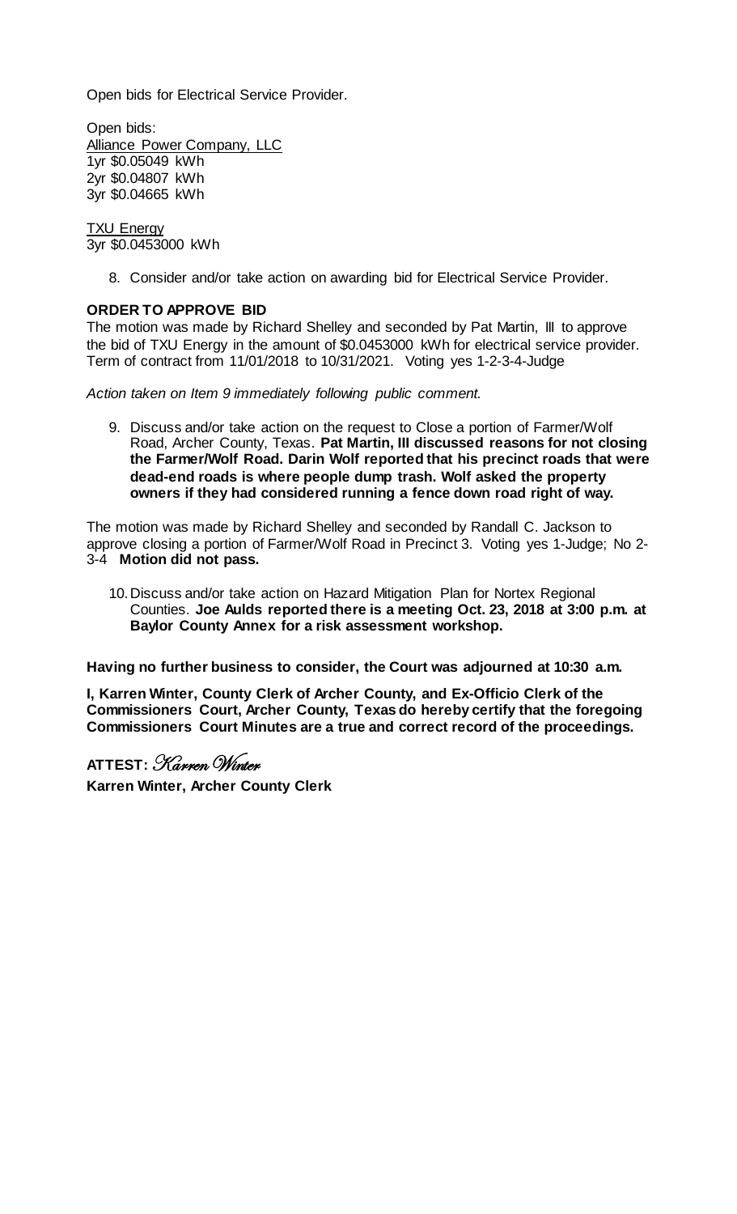Open bids for Electrical Service Provider.

Open bids:
Alliance Power Company, LLC
1yr $0.05049 kWh
2yr $0.04807 kWh
3yr $0.04665 kWh

TXU Energy
3yr $0.0453000 kWh

8. Consider and/or take action on awarding bid for Electrical Service Provider.

**ORDER TO APPROVE BID**
The motion was made by Richard Shelley and seconded by Pat Martin, III to approve the bid of TXU Energy in the amount of $0.0453000 kWh for electrical service provider. Term of contract from 11/01/2018 to 10/31/2021. Voting yes 1-2-3-4-Judge

*Action taken on Item 9 immediately following public comment.*

9. Discuss and/or take action on the request to Close a portion of Farmer/Wolf Road, Archer County, Texas. **Pat Martin, III discussed reasons for not closing the Farmer/Wolf Road. Darin Wolf reported that his precinct roads that were dead-end roads is where people dump trash. Wolf asked the property owners if they had considered running a fence down road right of way.**

The motion was made by Richard Shelley and seconded by Randall C. Jackson to approve closing a portion of Farmer/Wolf Road in Precinct 3. Voting yes 1-Judge; No 2-3-4 **Motion did not pass.**

10. Discuss and/or take action on Hazard Mitigation Plan for Nortex Regional Counties. **Joe Aulds reported there is a meeting Oct. 23, 2018 at 3:00 p.m. at Baylor County Annex for a risk assessment workshop.**

**Having no further business to consider, the Court was adjourned at 10:30 a.m.**

**I, Karren Winter, County Clerk of Archer County, and Ex-Officio Clerk of the Commissioners Court, Archer County, Texas do hereby certify that the foregoing Commissioners Court Minutes are a true and correct record of the proceedings.**

**ATTEST:** *Karren Winter*
**Karren Winter, Archer County Clerk**